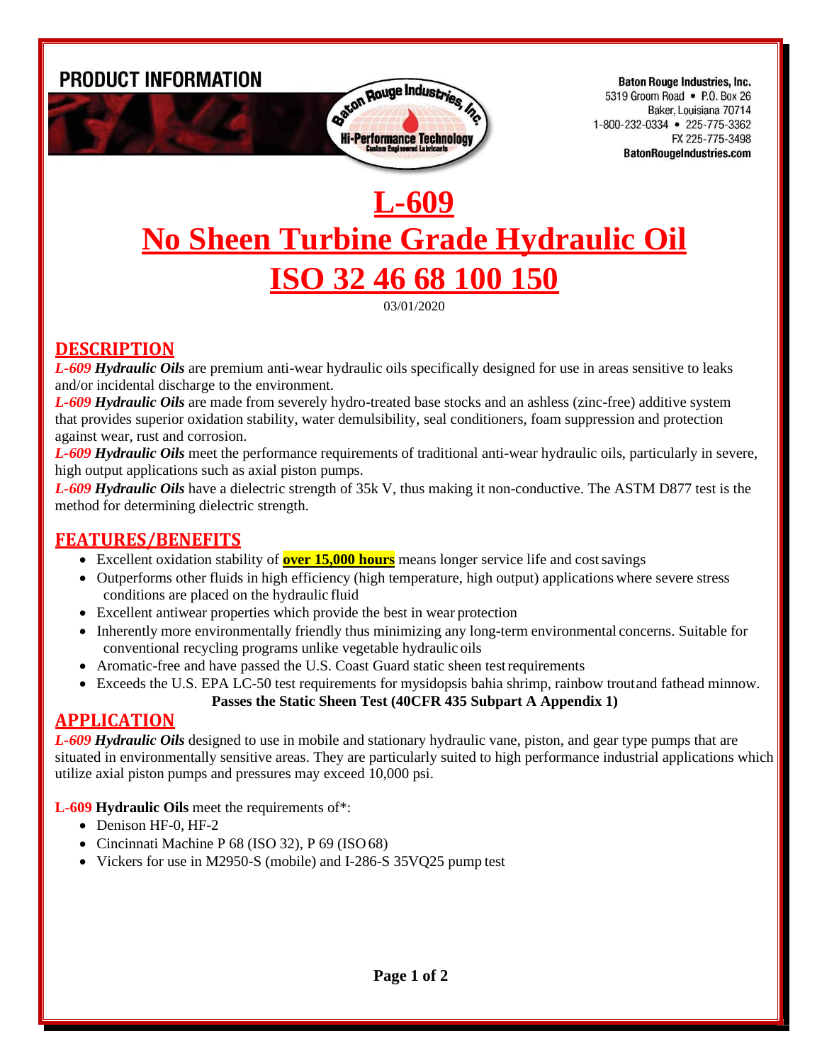PRODUCT INFORMATION

Baton Rouge Industries, Inc.
5319 Groom Road • P.O. Box 26
Baker, Louisiana 70714
1-800-232-0334 • 225-775-3362
FX 225-775-3498
BatonRougeIndustries.com

# L-609
# No Sheen Turbine Grade Hydraulic Oil
# ISO 32 46 68 100 150

03/01/2020

## DESCRIPTION

***L-609 Hydraulic Oils*** are premium anti-wear hydraulic oils specifically designed for use in areas sensitive to leaks and/or incidental discharge to the environment.

***L-609 Hydraulic Oils*** are made from severely hydro-treated base stocks and an ashless (zinc-free) additive system that provides superior oxidation stability, water demulsibility, seal conditioners, foam suppression and protection against wear, rust and corrosion.

***L-609 Hydraulic Oils*** meet the performance requirements of traditional anti-wear hydraulic oils, particularly in severe, high output applications such as axial piston pumps.

***L-609 Hydraulic Oils*** have a dielectric strength of 35k V, thus making it non-conductive. The ASTM D877 test is the method for determining dielectric strength.

## FEATURES/BENEFITS

- Excellent oxidation stability of **over 15,000 hours** means longer service life and cost savings
- Outperforms other fluids in high efficiency (high temperature, high output) applications where severe stress conditions are placed on the hydraulic fluid
- Excellent antiwear properties which provide the best in wear protection
- Inherently more environmentally friendly thus minimizing any long-term environmental concerns. Suitable for conventional recycling programs unlike vegetable hydraulic oils
- Aromatic-free and have passed the U.S. Coast Guard static sheen test requirements
- Exceeds the U.S. EPA LC-50 test requirements for mysidopsis bahia shrimp, rainbow trout and fathead minnow.

**Passes the Static Sheen Test (40CFR 435 Subpart A Appendix 1)**

## APPLICATION

***L-609 Hydraulic Oils*** designed to use in mobile and stationary hydraulic vane, piston, and gear type pumps that are situated in environmentally sensitive areas. They are particularly suited to high performance industrial applications which utilize axial piston pumps and pressures may exceed 10,000 psi.

**L-609 Hydraulic Oils** meet the requirements of*:

- Denison HF-0, HF-2
- Cincinnati Machine P 68 (ISO 32), P 69 (ISO 68)
- Vickers for use in M2950-S (mobile) and I-286-S 35VQ25 pump test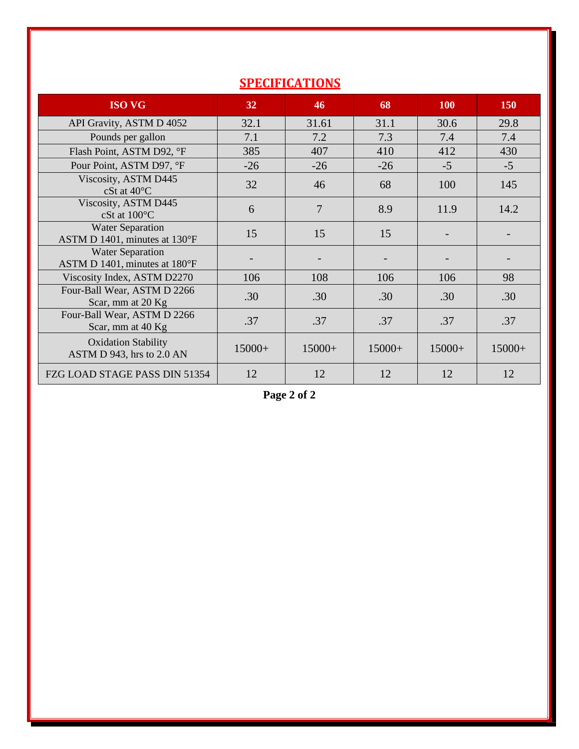## SPECIFICATIONS

| ISO VG | 32 | 46 | 68 | 100 | 150 |
|---|---|---|---|---|---|
| API Gravity, ASTM D 4052 | 32.1 | 31.61 | 31.1 | 30.6 | 29.8 |
| Pounds per gallon | 7.1 | 7.2 | 7.3 | 7.4 | 7.4 |
| Flash Point, ASTM D92, °F | 385 | 407 | 410 | 412 | 430 |
| Pour Point, ASTM D97, °F | -26 | -26 | -26 | -5 | -5 |
| Viscosity, ASTM D445 cSt at 40°C | 32 | 46 | 68 | 100 | 145 |
| Viscosity, ASTM D445 cSt at 100°C | 6 | 7 | 8.9 | 11.9 | 14.2 |
| Water Separation ASTM D 1401, minutes at 130°F | 15 | 15 | 15 | - | - |
| Water Separation ASTM D 1401, minutes at 180°F | - | - | - | - | - |
| Viscosity Index, ASTM D2270 | 106 | 108 | 106 | 106 | 98 |
| Four-Ball Wear, ASTM D 2266 Scar, mm at 20 Kg | .30 | .30 | .30 | .30 | .30 |
| Four-Ball Wear, ASTM D 2266 Scar, mm at 40 Kg | .37 | .37 | .37 | .37 | .37 |
| Oxidation Stability ASTM D 943, hrs to 2.0 AN | 15000+ | 15000+ | 15000+ | 15000+ | 15000+ |
| FZG LOAD STAGE PASS DIN 51354 | 12 | 12 | 12 | 12 | 12 |